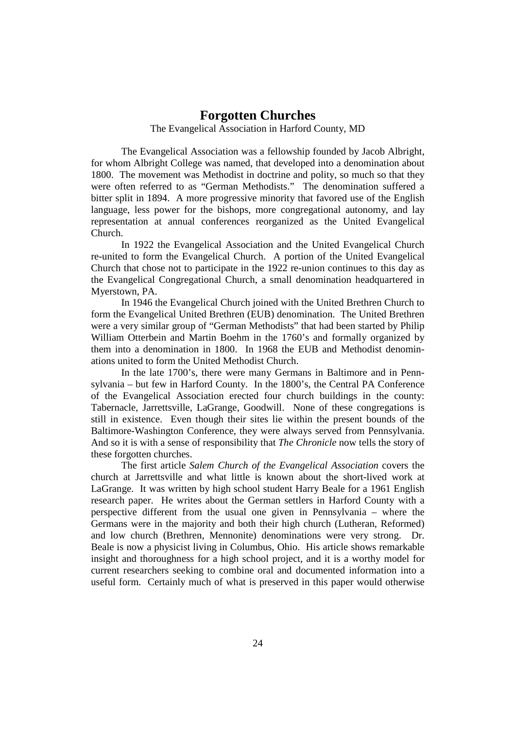# Forgotten Churches

The Evangelical Association in Harford County, MD

The Evangelical Association was a fellowship founded by Jacob Albright, for whom Albright College was named, that developed into a denomination about 1800. The movement was Methodist in doctrine and polity, so much so that they were often referred to as "German Methodists." The denomination suffered a bitter split in 1894. A more progressive minority that favored use of the English language, less power for the bishops, more congregational autonomy, and lay representation at annual conferences reorganized as the United Evangelical Church.

In 1922 the Evangelical Association and the United Evangelical Church re-united to form the Evangelical Church. A portion of the United Evangelical Church that chose not to participate in the 1922 re-union continues to this day as the Evangelical Congregational Church, a small denomination headquartered in Myerstown, PA.

In 1946 the Evangelical Church joined with the United Brethren Church to form the Evangelical United Brethren (EUB) denomination. The United Brethren were a very similar group of "German Methodists" that had been started by Philip William Otterbein and Martin Boehm in the 1760's and formally organized by them into a denomination in 1800. In 1968 the EUB and Methodist denominations united to form the United Methodist Church.

In the late 1700's, there were many Germans in Baltimore and in Pennsylvania – but few in Harford County. In the 1800's, the Central PA Conference of the Evangelical Association erected four church buildings in the county: Tabernacle, Jarrettsville, LaGrange, Goodwill. None of these congregations is still in existence. Even though their sites lie within the present bounds of the Baltimore-Washington Conference, they were always served from Pennsylvania. And so it is with a sense of responsibility that *The Chronicle* now tells the story of these forgotten churches.

The first article *Salem Church of the Evangelical Association* covers the church at Jarrettsville and what little is known about the short-lived work at LaGrange. It was written by high school student Harry Beale for a 1961 English research paper. He writes about the German settlers in Harford County with a perspective different from the usual one given in Pennsylvania – where the Germans were in the majority and both their high church (Lutheran, Reformed) and low church (Brethren, Mennonite) denominations were very strong. Dr. Beale is now a physicist living in Columbus, Ohio. His article shows remarkable insight and thoroughness for a high school project, and it is a worthy model for current researchers seeking to combine oral and documented information into a useful form. Certainly much of what is preserved in this paper would otherwise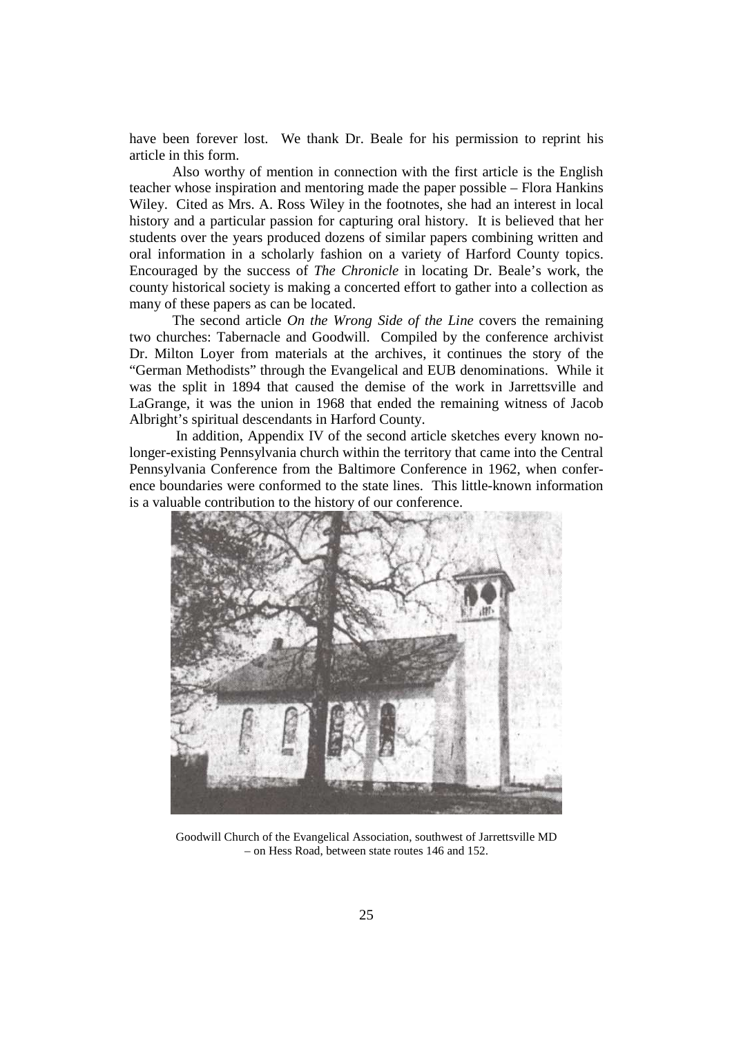have been forever lost. We thank Dr. Beale for his permission to reprint his article in this form.

Also worthy of mention in connection with the first article is the English teacher whose inspiration and mentoring made the paper possible – Flora Hankins Wiley. Cited as Mrs. A. Ross Wiley in the footnotes, she had an interest in local history and a particular passion for capturing oral history. It is believed that her students over the years produced dozens of similar papers combining written and oral information in a scholarly fashion on a variety of Harford County topics. Encouraged by the success of *The Chronicle* in locating Dr. Beale's work, the county historical society is making a concerted effort to gather into a collection as many of these papers as can be located.

The second article *On the Wrong Side of the Line* covers the remaining two churches: Tabernacle and Goodwill. Compiled by the conference archivist Dr. Milton Loyer from materials at the archives, it continues the story of the "German Methodists" through the Evangelical and EUB denominations. While it was the split in 1894 that caused the demise of the work in Jarrettsville and LaGrange, it was the union in 1968 that ended the remaining witness of Jacob Albright's spiritual descendants in Harford County.

In addition, Appendix IV of the second article sketches every known no-longer-existing Pennsylvania church within the territory that came into the Central Pennsylvania Conference from the Baltimore Conference in 1962, when conference boundaries were conformed to the state lines. This little-known information is a valuable contribution to the history of our conference.

Goodwill Church of the Evangelical Association, southwest of Jarrettsville MD – on Hess Road, between state routes 146 and 152.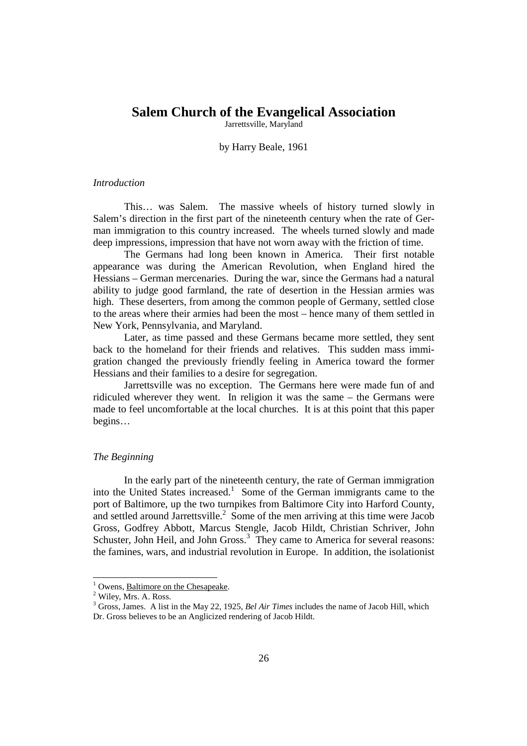# Salem Church of the Evangelical Association

Jarrettsville, Maryland

by Harry Beale, 1961

*Introduction*

This… was Salem. The massive wheels of history turned slowly in Salem's direction in the first part of the nineteenth century when the rate of German immigration to this country increased. The wheels turned slowly and made deep impressions, impression that have not worn away with the friction of time.

The Germans had long been known in America. Their first notable appearance was during the American Revolution, when England hired the Hessians – German mercenaries. During the war, since the Germans had a natural ability to judge good farmland, the rate of desertion in the Hessian armies was high. These deserters, from among the common people of Germany, settled close to the areas where their armies had been the most – hence many of them settled in New York, Pennsylvania, and Maryland.

Later, as time passed and these Germans became more settled, they sent back to the homeland for their friends and relatives. This sudden mass immigration changed the previously friendly feeling in America toward the former Hessians and their families to a desire for segregation.

Jarrettsville was no exception. The Germans here were made fun of and ridiculed wherever they went. In religion it was the same – the Germans were made to feel uncomfortable at the local churches. It is at this point that this paper begins…

*The Beginning*

In the early part of the nineteenth century, the rate of German immigration into the United States increased.[1] Some of the German immigrants came to the port of Baltimore, up the two turnpikes from Baltimore City into Harford County, and settled around Jarrettsville.[2] Some of the men arriving at this time were Jacob Gross, Godfrey Abbott, Marcus Stengle, Jacob Hildt, Christian Schriver, John Schuster, John Heil, and John Gross.[3] They came to America for several reasons: the famines, wars, and industrial revolution in Europe. In addition, the isolationist

---

[1] Owens, Baltimore on the Chesapeake.

[2] Wiley, Mrs. A. Ross.

[3] Gross, James. A list in the May 22, 1925, *Bel Air Times* includes the name of Jacob Hill, which Dr. Gross believes to be an Anglicized rendering of Jacob Hildt.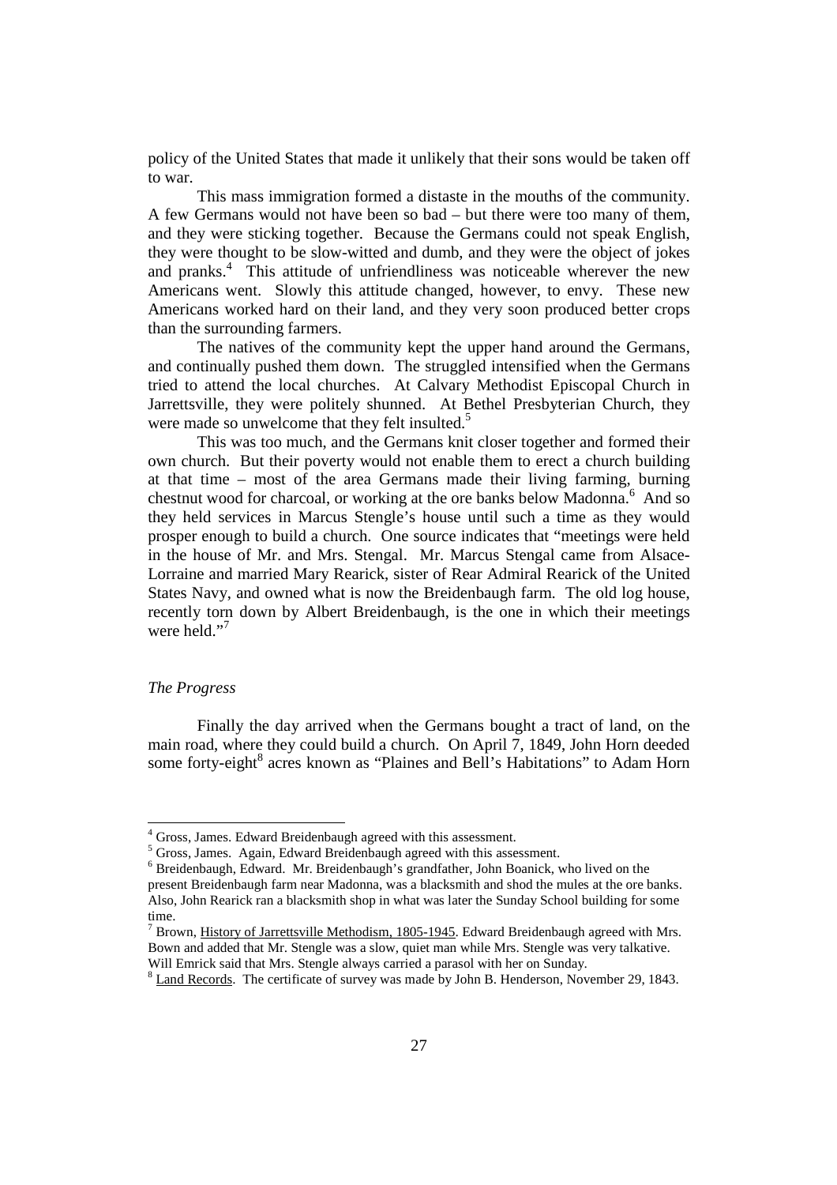policy of the United States that made it unlikely that their sons would be taken off to war.

This mass immigration formed a distaste in the mouths of the community. A few Germans would not have been so bad – but there were too many of them, and they were sticking together. Because the Germans could not speak English, they were thought to be slow-witted and dumb, and they were the object of jokes and pranks.[4] This attitude of unfriendliness was noticeable wherever the new Americans went. Slowly this attitude changed, however, to envy. These new Americans worked hard on their land, and they very soon produced better crops than the surrounding farmers.

The natives of the community kept the upper hand around the Germans, and continually pushed them down. The struggled intensified when the Germans tried to attend the local churches. At Calvary Methodist Episcopal Church in Jarrettsville, they were politely shunned. At Bethel Presbyterian Church, they were made so unwelcome that they felt insulted.[5]

This was too much, and the Germans knit closer together and formed their own church. But their poverty would not enable them to erect a church building at that time – most of the area Germans made their living farming, burning chestnut wood for charcoal, or working at the ore banks below Madonna.[6] And so they held services in Marcus Stengle's house until such a time as they would prosper enough to build a church. One source indicates that "meetings were held in the house of Mr. and Mrs. Stengal. Mr. Marcus Stengal came from Alsace-Lorraine and married Mary Rearick, sister of Rear Admiral Rearick of the United States Navy, and owned what is now the Breidenbaugh farm. The old log house, recently torn down by Albert Breidenbaugh, is the one in which their meetings were held."[7]

*The Progress*

Finally the day arrived when the Germans bought a tract of land, on the main road, where they could build a church. On April 7, 1849, John Horn deeded some forty-eight[8] acres known as "Plaines and Bell's Habitations" to Adam Horn

---

[4] Gross, James. Edward Breidenbaugh agreed with this assessment.

[5] Gross, James. Again, Edward Breidenbaugh agreed with this assessment.

[6] Breidenbaugh, Edward. Mr. Breidenbaugh's grandfather, John Boanick, who lived on the present Breidenbaugh farm near Madonna, was a blacksmith and shod the mules at the ore banks. Also, John Rearick ran a blacksmith shop in what was later the Sunday School building for some time.

[7] Brown, History of Jarrettsville Methodism, 1805-1945. Edward Breidenbaugh agreed with Mrs. Bown and added that Mr. Stengle was a slow, quiet man while Mrs. Stengle was very talkative. Will Emrick said that Mrs. Stengle always carried a parasol with her on Sunday.

[8] Land Records. The certificate of survey was made by John B. Henderson, November 29, 1843.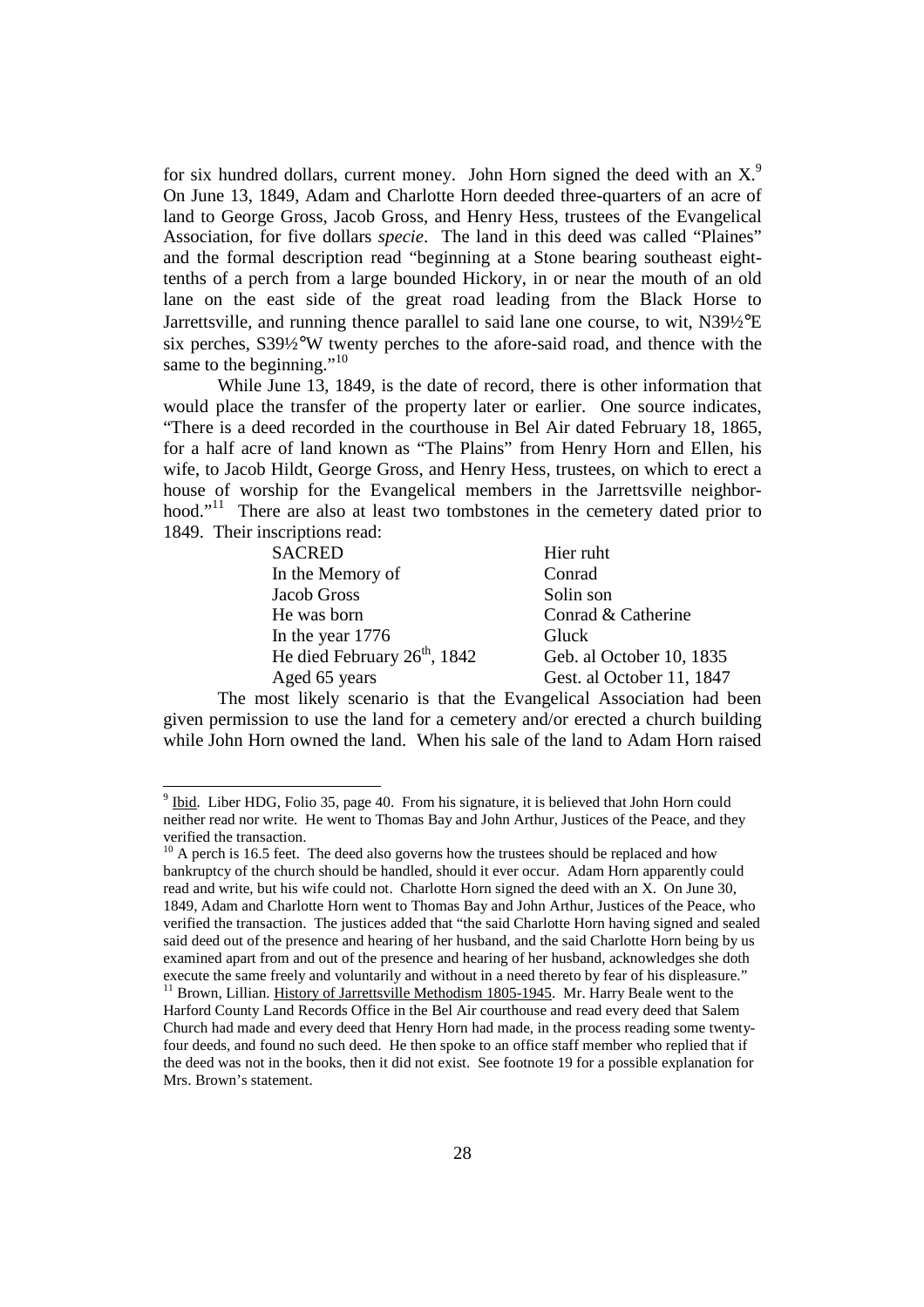for six hundred dollars, current money. John Horn signed the deed with an X.[9] On June 13, 1849, Adam and Charlotte Horn deeded three-quarters of an acre of land to George Gross, Jacob Gross, and Henry Hess, trustees of the Evangelical Association, for five dollars *specie*. The land in this deed was called "Plaines" and the formal description read "beginning at a Stone bearing southeast eight-tenths of a perch from a large bounded Hickory, in or near the mouth of an old lane on the east side of the great road leading from the Black Horse to Jarrettsville, and running thence parallel to said lane one course, to wit, N39½°E six perches, S39½°W twenty perches to the afore-said road, and thence with the same to the beginning."[10]

While June 13, 1849, is the date of record, there is other information that would place the transfer of the property later or earlier. One source indicates, "There is a deed recorded in the courthouse in Bel Air dated February 18, 1865, for a half acre of land known as "The Plains" from Henry Horn and Ellen, his wife, to Jacob Hildt, George Gross, and Henry Hess, trustees, on which to erect a house of worship for the Evangelical members in the Jarrettsville neighborhood."[11] There are also at least two tombstones in the cemetery dated prior to 1849. Their inscriptions read:

| | |
|---|---|
| SACRED | Hier ruht |
| In the Memory of | Conrad |
| Jacob Gross | Solin son |
| He was born | Conrad & Catherine |
| In the year 1776 | Gluck |
| He died February 26th, 1842 | Geb. al October 10, 1835 |
| Aged 65 years | Gest. al October 11, 1847 |

The most likely scenario is that the Evangelical Association had been given permission to use the land for a cemetery and/or erected a church building while John Horn owned the land. When his sale of the land to Adam Horn raised

---

[9] Ibid. Liber HDG, Folio 35, page 40. From his signature, it is believed that John Horn could neither read nor write. He went to Thomas Bay and John Arthur, Justices of the Peace, and they verified the transaction.

[10] A perch is 16.5 feet. The deed also governs how the trustees should be replaced and how bankruptcy of the church should be handled, should it ever occur. Adam Horn apparently could read and write, but his wife could not. Charlotte Horn signed the deed with an X. On June 30, 1849, Adam and Charlotte Horn went to Thomas Bay and John Arthur, Justices of the Peace, who verified the transaction. The justices added that "the said Charlotte Horn having signed and sealed said deed out of the presence and hearing of her husband, and the said Charlotte Horn being by us examined apart from and out of the presence and hearing of her husband, acknowledges she doth execute the same freely and voluntarily and without in a need thereto by fear of his displeasure."

[11] Brown, Lillian. History of Jarrettsville Methodism 1805-1945. Mr. Harry Beale went to the Harford County Land Records Office in the Bel Air courthouse and read every deed that Salem Church had made and every deed that Henry Horn had made, in the process reading some twenty-four deeds, and found no such deed. He then spoke to an office staff member who replied that if the deed was not in the books, then it did not exist. See footnote 19 for a possible explanation for Mrs. Brown's statement.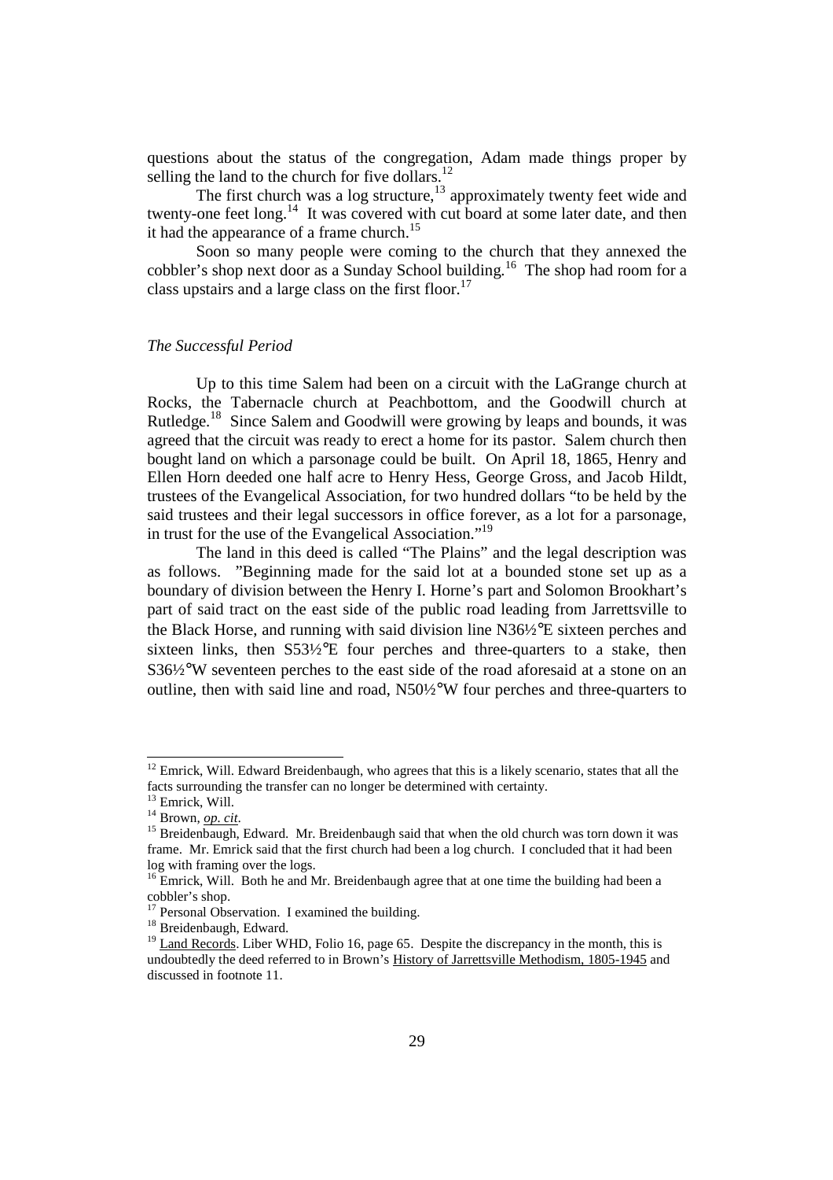questions about the status of the congregation, Adam made things proper by selling the land to the church for five dollars.[12]

The first church was a log structure,[13] approximately twenty feet wide and twenty-one feet long.[14] It was covered with cut board at some later date, and then it had the appearance of a frame church.[15]

Soon so many people were coming to the church that they annexed the cobbler's shop next door as a Sunday School building.[16] The shop had room for a class upstairs and a large class on the first floor.[17]

### *The Successful Period*

Up to this time Salem had been on a circuit with the LaGrange church at Rocks, the Tabernacle church at Peachbottom, and the Goodwill church at Rutledge.[18] Since Salem and Goodwill were growing by leaps and bounds, it was agreed that the circuit was ready to erect a home for its pastor. Salem church then bought land on which a parsonage could be built. On April 18, 1865, Henry and Ellen Horn deeded one half acre to Henry Hess, George Gross, and Jacob Hildt, trustees of the Evangelical Association, for two hundred dollars "to be held by the said trustees and their legal successors in office forever, as a lot for a parsonage, in trust for the use of the Evangelical Association."[19]

The land in this deed is called "The Plains" and the legal description was as follows. "Beginning made for the said lot at a bounded stone set up as a boundary of division between the Henry I. Horne's part and Solomon Brookhart's part of said tract on the east side of the public road leading from Jarrettsville to the Black Horse, and running with said division line N36½°E sixteen perches and sixteen links, then S53½°E four perches and three-quarters to a stake, then S36½°W seventeen perches to the east side of the road aforesaid at a stone on an outline, then with said line and road, N50½°W four perches and three-quarters to

---

[12] Emrick, Will. Edward Breidenbaugh, who agrees that this is a likely scenario, states that all the facts surrounding the transfer can no longer be determined with certainty.

[13] Emrick, Will.

[14] Brown, *op. cit*.

[15] Breidenbaugh, Edward. Mr. Breidenbaugh said that when the old church was torn down it was frame. Mr. Emrick said that the first church had been a log church. I concluded that it had been log with framing over the logs.

[16] Emrick, Will. Both he and Mr. Breidenbaugh agree that at one time the building had been a cobbler's shop.

[17] Personal Observation. I examined the building.

[18] Breidenbaugh, Edward.

[19] Land Records. Liber WHD, Folio 16, page 65. Despite the discrepancy in the month, this is undoubtedly the deed referred to in Brown's History of Jarrettsville Methodism, 1805-1945 and discussed in footnote 11.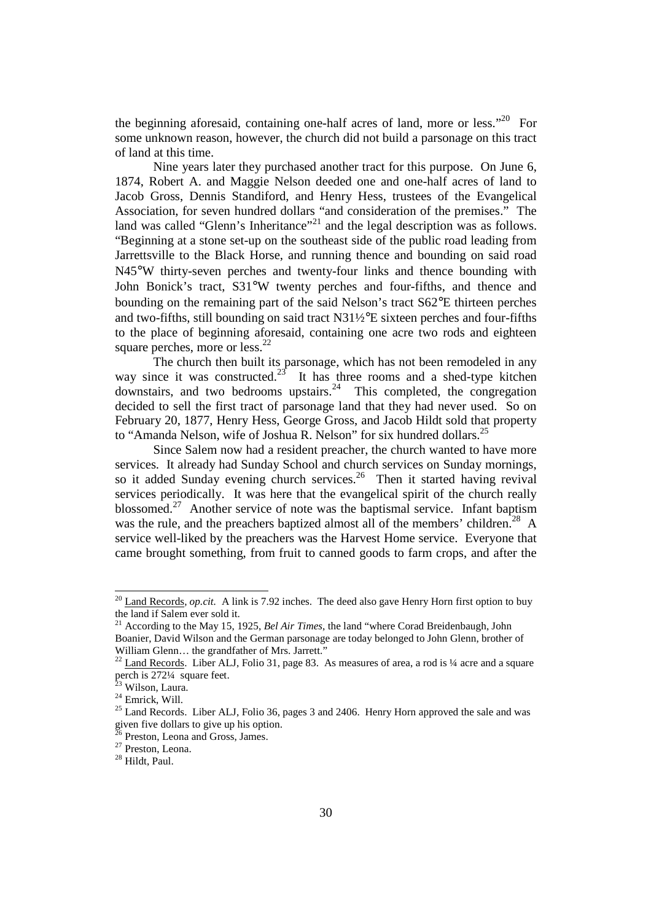the beginning aforesaid, containing one-half acres of land, more or less."[20] For some unknown reason, however, the church did not build a parsonage on this tract of land at this time.

Nine years later they purchased another tract for this purpose. On June 6, 1874, Robert A. and Maggie Nelson deeded one and one-half acres of land to Jacob Gross, Dennis Standiford, and Henry Hess, trustees of the Evangelical Association, for seven hundred dollars "and consideration of the premises." The land was called "Glenn's Inheritance"[21] and the legal description was as follows. "Beginning at a stone set-up on the southeast side of the public road leading from Jarrettsville to the Black Horse, and running thence and bounding on said road N45°W thirty-seven perches and twenty-four links and thence bounding with John Bonick's tract, S31°W twenty perches and four-fifths, and thence and bounding on the remaining part of the said Nelson's tract S62°E thirteen perches and two-fifths, still bounding on said tract N31½°E sixteen perches and four-fifths to the place of beginning aforesaid, containing one acre two rods and eighteen square perches, more or less.[22]

The church then built its parsonage, which has not been remodeled in any way since it was constructed.[23] It has three rooms and a shed-type kitchen downstairs, and two bedrooms upstairs.[24] This completed, the congregation decided to sell the first tract of parsonage land that they had never used. So on February 20, 1877, Henry Hess, George Gross, and Jacob Hildt sold that property to "Amanda Nelson, wife of Joshua R. Nelson" for six hundred dollars.[25]

Since Salem now had a resident preacher, the church wanted to have more services. It already had Sunday School and church services on Sunday mornings, so it added Sunday evening church services.[26] Then it started having revival services periodically. It was here that the evangelical spirit of the church really blossomed.[27] Another service of note was the baptismal service. Infant baptism was the rule, and the preachers baptized almost all of the members' children.[28] A service well-liked by the preachers was the Harvest Home service. Everyone that came brought something, from fruit to canned goods to farm crops, and after the

---

[20] Land Records, *op.cit.* A link is 7.92 inches. The deed also gave Henry Horn first option to buy the land if Salem ever sold it.

[21] According to the May 15, 1925, *Bel Air Times*, the land "where Corad Breidenbaugh, John Boanier, David Wilson and the German parsonage are today belonged to John Glenn, brother of William Glenn… the grandfather of Mrs. Jarrett."

[22] Land Records. Liber ALJ, Folio 31, page 83. As measures of area, a rod is ¼ acre and a square perch is 272¼ square feet.

[23] Wilson, Laura.

[24] Emrick, Will.

[25] Land Records. Liber ALJ, Folio 36, pages 3 and 2406. Henry Horn approved the sale and was given five dollars to give up his option.

[26] Preston, Leona and Gross, James.

[27] Preston, Leona.

[28] Hildt, Paul.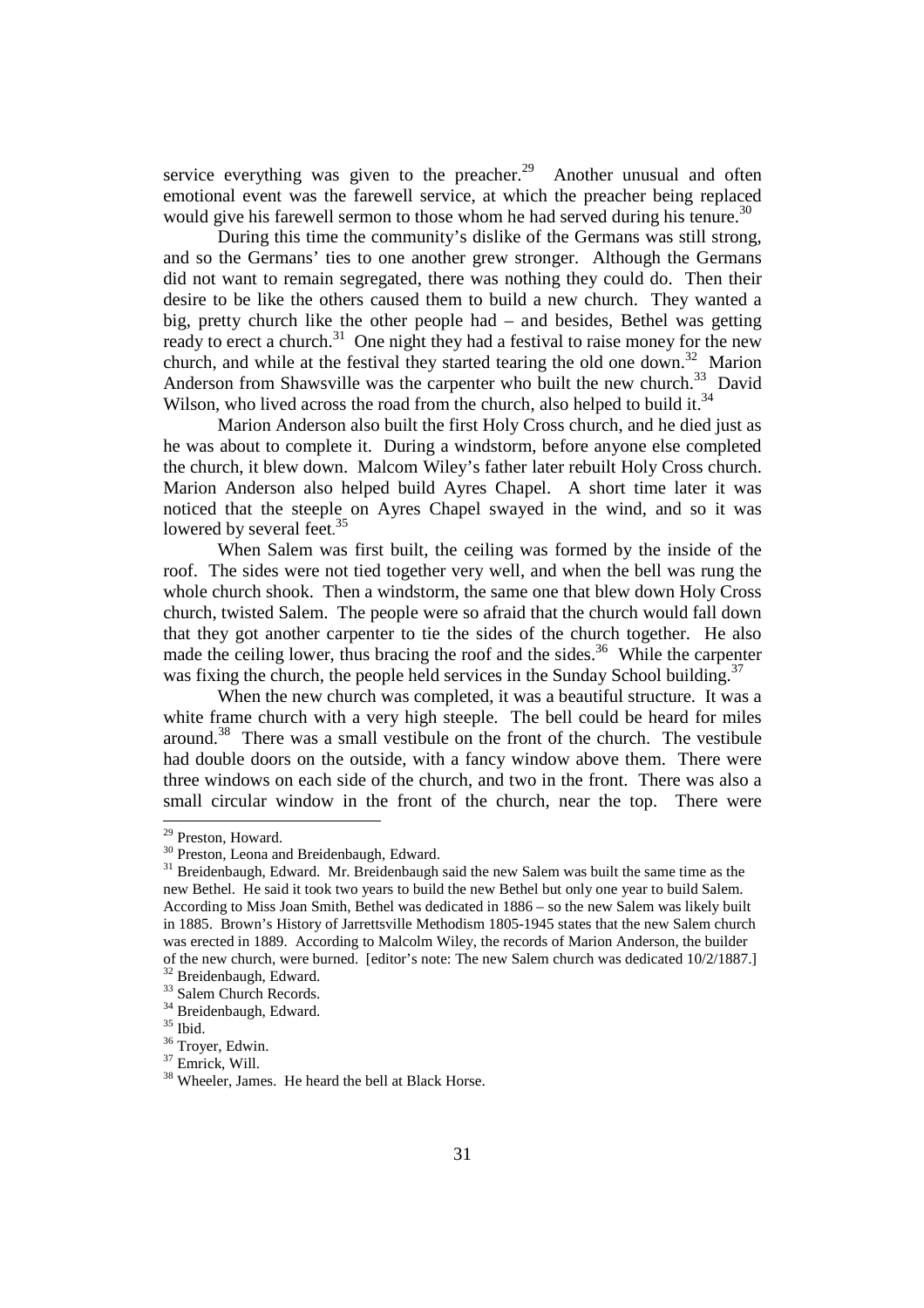service everything was given to the preacher.[29] Another unusual and often emotional event was the farewell service, at which the preacher being replaced would give his farewell sermon to those whom he had served during his tenure.[30]

During this time the community's dislike of the Germans was still strong, and so the Germans' ties to one another grew stronger. Although the Germans did not want to remain segregated, there was nothing they could do. Then their desire to be like the others caused them to build a new church. They wanted a big, pretty church like the other people had – and besides, Bethel was getting ready to erect a church.[31] One night they had a festival to raise money for the new church, and while at the festival they started tearing the old one down.[32] Marion Anderson from Shawsville was the carpenter who built the new church.[33] David Wilson, who lived across the road from the church, also helped to build it.[34]

Marion Anderson also built the first Holy Cross church, and he died just as he was about to complete it. During a windstorm, before anyone else completed the church, it blew down. Malcom Wiley's father later rebuilt Holy Cross church. Marion Anderson also helped build Ayres Chapel. A short time later it was noticed that the steeple on Ayres Chapel swayed in the wind, and so it was lowered by several feet.[35]

When Salem was first built, the ceiling was formed by the inside of the roof. The sides were not tied together very well, and when the bell was rung the whole church shook. Then a windstorm, the same one that blew down Holy Cross church, twisted Salem. The people were so afraid that the church would fall down that they got another carpenter to tie the sides of the church together. He also made the ceiling lower, thus bracing the roof and the sides.[36] While the carpenter was fixing the church, the people held services in the Sunday School building.[37]

When the new church was completed, it was a beautiful structure. It was a white frame church with a very high steeple. The bell could be heard for miles around.[38] There was a small vestibule on the front of the church. The vestibule had double doors on the outside, with a fancy window above them. There were three windows on each side of the church, and two in the front. There was also a small circular window in the front of the church, near the top. There were

---

[29] Preston, Howard.

[30] Preston, Leona and Breidenbaugh, Edward.

[31] Breidenbaugh, Edward. Mr. Breidenbaugh said the new Salem was built the same time as the new Bethel. He said it took two years to build the new Bethel but only one year to build Salem. According to Miss Joan Smith, Bethel was dedicated in 1886 – so the new Salem was likely built in 1885. Brown's History of Jarrettsville Methodism 1805-1945 states that the new Salem church was erected in 1889. According to Malcolm Wiley, the records of Marion Anderson, the builder of the new church, were burned. [editor's note: The new Salem church was dedicated 10/2/1887.]

[32] Breidenbaugh, Edward.

[33] Salem Church Records.

[34] Breidenbaugh, Edward.

[35] Ibid.

[36] Troyer, Edwin.

[37] Emrick, Will.

[38] Wheeler, James. He heard the bell at Black Horse.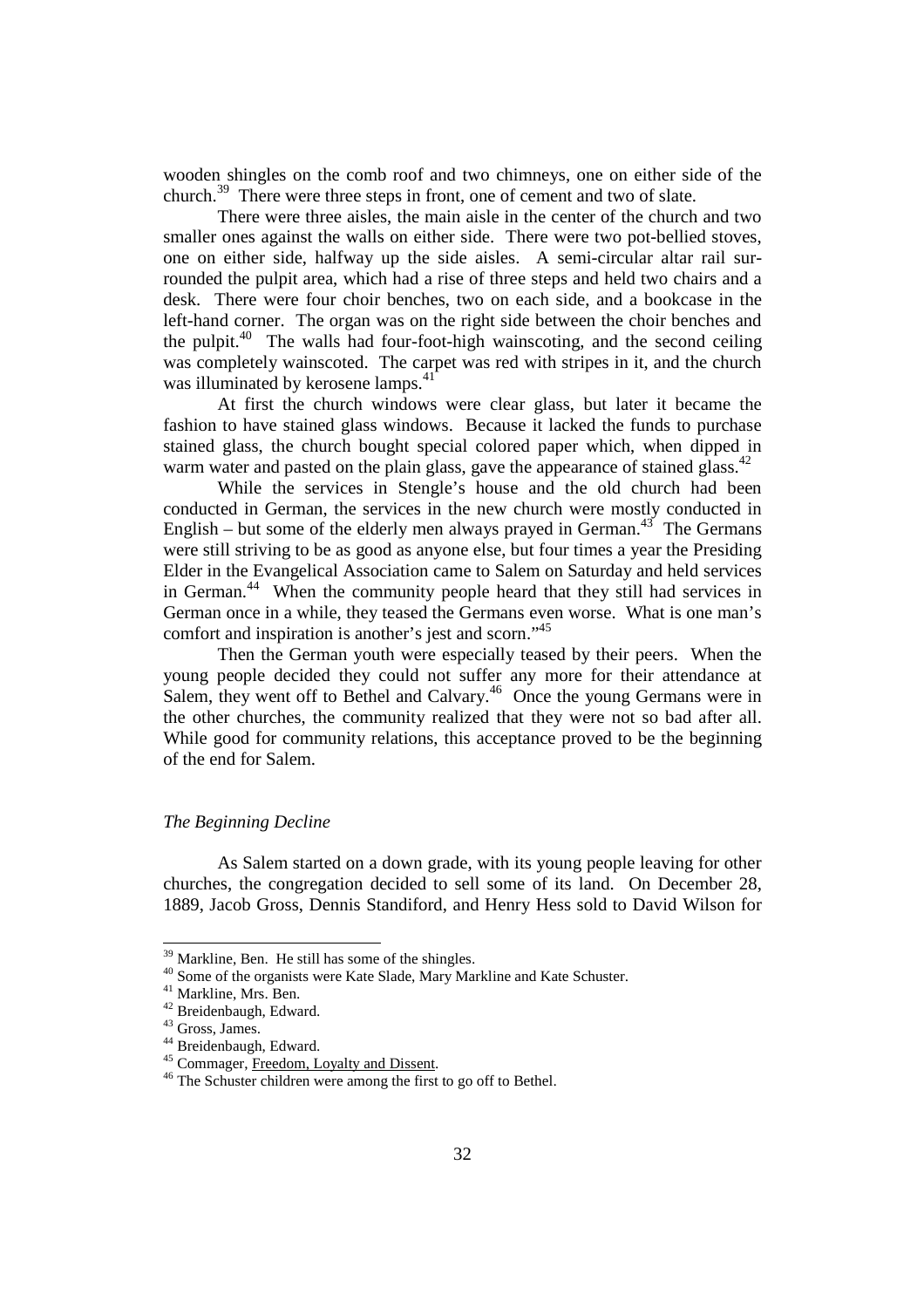wooden shingles on the comb roof and two chimneys, one on either side of the church.[39] There were three steps in front, one of cement and two of slate.

There were three aisles, the main aisle in the center of the church and two smaller ones against the walls on either side. There were two pot-bellied stoves, one on either side, halfway up the side aisles. A semi-circular altar rail surrounded the pulpit area, which had a rise of three steps and held two chairs and a desk. There were four choir benches, two on each side, and a bookcase in the left-hand corner. The organ was on the right side between the choir benches and the pulpit.[40] The walls had four-foot-high wainscoting, and the second ceiling was completely wainscoted. The carpet was red with stripes in it, and the church was illuminated by kerosene lamps.[41]

At first the church windows were clear glass, but later it became the fashion to have stained glass windows. Because it lacked the funds to purchase stained glass, the church bought special colored paper which, when dipped in warm water and pasted on the plain glass, gave the appearance of stained glass.[42]

While the services in Stengle's house and the old church had been conducted in German, the services in the new church were mostly conducted in English – but some of the elderly men always prayed in German.[43] The Germans were still striving to be as good as anyone else, but four times a year the Presiding Elder in the Evangelical Association came to Salem on Saturday and held services in German.[44] When the community people heard that they still had services in German once in a while, they teased the Germans even worse. What is one man's comfort and inspiration is another's jest and scorn."[45]

Then the German youth were especially teased by their peers. When the young people decided they could not suffer any more for their attendance at Salem, they went off to Bethel and Calvary.[46] Once the young Germans were in the other churches, the community realized that they were not so bad after all. While good for community relations, this acceptance proved to be the beginning of the end for Salem.

### *The Beginning Decline*

As Salem started on a down grade, with its young people leaving for other churches, the congregation decided to sell some of its land. On December 28, 1889, Jacob Gross, Dennis Standiford, and Henry Hess sold to David Wilson for

---

[39] Markline, Ben. He still has some of the shingles.

[40] Some of the organists were Kate Slade, Mary Markline and Kate Schuster.

[41] Markline, Mrs. Ben.

[42] Breidenbaugh, Edward.

[43] Gross, James.

[44] Breidenbaugh, Edward.

[45] Commager, Freedom, Loyalty and Dissent.

[46] The Schuster children were among the first to go off to Bethel.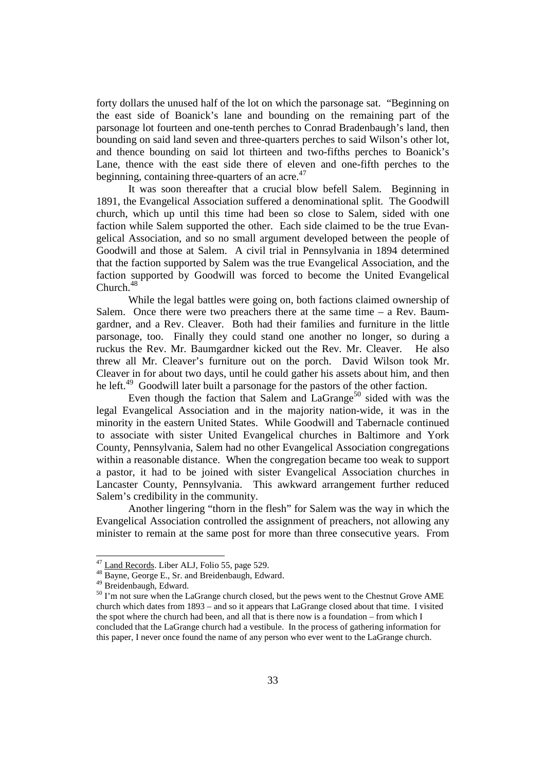forty dollars the unused half of the lot on which the parsonage sat. "Beginning on the east side of Boanick's lane and bounding on the remaining part of the parsonage lot fourteen and one-tenth perches to Conrad Bradenbaugh's land, then bounding on said land seven and three-quarters perches to said Wilson's other lot, and thence bounding on said lot thirteen and two-fifths perches to Boanick's Lane, thence with the east side there of eleven and one-fifth perches to the beginning, containing three-quarters of an acre.[47]

It was soon thereafter that a crucial blow befell Salem. Beginning in 1891, the Evangelical Association suffered a denominational split. The Goodwill church, which up until this time had been so close to Salem, sided with one faction while Salem supported the other. Each side claimed to be the true Evangelical Association, and so no small argument developed between the people of Goodwill and those at Salem. A civil trial in Pennsylvania in 1894 determined that the faction supported by Salem was the true Evangelical Association, and the faction supported by Goodwill was forced to become the United Evangelical Church.[48]

While the legal battles were going on, both factions claimed ownership of Salem. Once there were two preachers there at the same time – a Rev. Baumgardner, and a Rev. Cleaver. Both had their families and furniture in the little parsonage, too. Finally they could stand one another no longer, so during a ruckus the Rev. Mr. Baumgardner kicked out the Rev. Mr. Cleaver. He also threw all Mr. Cleaver's furniture out on the porch. David Wilson took Mr. Cleaver in for about two days, until he could gather his assets about him, and then he left.[49] Goodwill later built a parsonage for the pastors of the other faction.

Even though the faction that Salem and LaGrange[50] sided with was the legal Evangelical Association and in the majority nation-wide, it was in the minority in the eastern United States. While Goodwill and Tabernacle continued to associate with sister United Evangelical churches in Baltimore and York County, Pennsylvania, Salem had no other Evangelical Association congregations within a reasonable distance. When the congregation became too weak to support a pastor, it had to be joined with sister Evangelical Association churches in Lancaster County, Pennsylvania. This awkward arrangement further reduced Salem's credibility in the community.

Another lingering "thorn in the flesh" for Salem was the way in which the Evangelical Association controlled the assignment of preachers, not allowing any minister to remain at the same post for more than three consecutive years. From

---

[47] Land Records. Liber ALJ, Folio 55, page 529.

[48] Bayne, George E., Sr. and Breidenbaugh, Edward.

[49] Breidenbaugh, Edward.

[50] I'm not sure when the LaGrange church closed, but the pews went to the Chestnut Grove AME church which dates from 1893 – and so it appears that LaGrange closed about that time. I visited the spot where the church had been, and all that is there now is a foundation – from which I concluded that the LaGrange church had a vestibule. In the process of gathering information for this paper, I never once found the name of any person who ever went to the LaGrange church.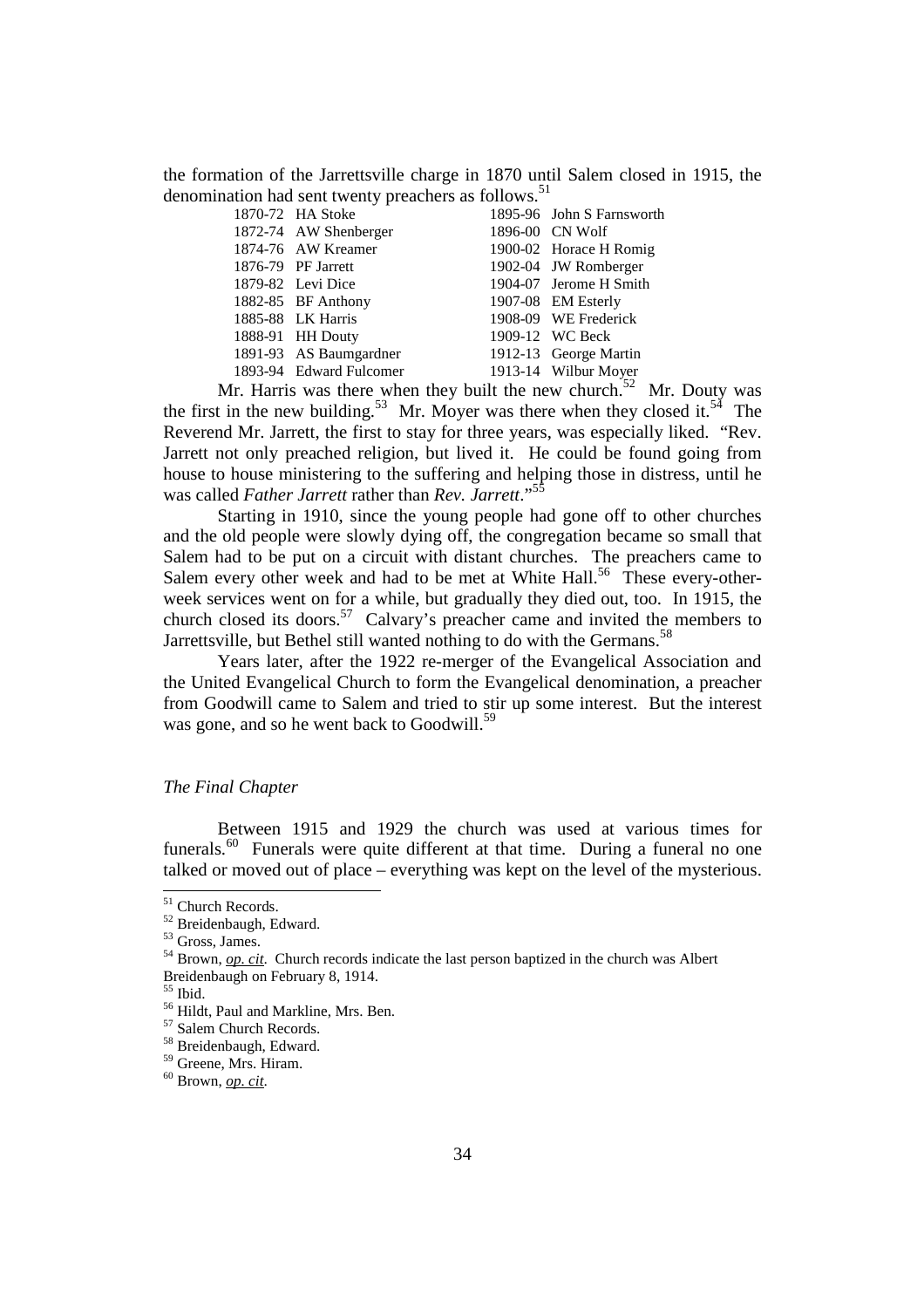the formation of the Jarrettsville charge in 1870 until Salem closed in 1915, the denomination had sent twenty preachers as follows.[51]

| | | | |
|---|---|---|---|
| 1870-72 | HA Stoke | 1895-96 | John S Farnsworth |
| 1872-74 | AW Shenberger | 1896-00 | CN Wolf |
| 1874-76 | AW Kreamer | 1900-02 | Horace H Romig |
| 1876-79 | PF Jarrett | 1902-04 | JW Romberger |
| 1879-82 | Levi Dice | 1904-07 | Jerome H Smith |
| 1882-85 | BF Anthony | 1907-08 | EM Esterly |
| 1885-88 | LK Harris | 1908-09 | WE Frederick |
| 1888-91 | HH Douty | 1909-12 | WC Beck |
| 1891-93 | AS Baumgardner | 1912-13 | George Martin |
| 1893-94 | Edward Fulcomer | 1913-14 | Wilbur Moyer |

Mr. Harris was there when they built the new church.[52] Mr. Douty was the first in the new building.[53] Mr. Moyer was there when they closed it.[54] The Reverend Mr. Jarrett, the first to stay for three years, was especially liked. "Rev. Jarrett not only preached religion, but lived it. He could be found going from house to house ministering to the suffering and helping those in distress, until he was called *Father Jarrett* rather than *Rev. Jarrett*."[55]

Starting in 1910, since the young people had gone off to other churches and the old people were slowly dying off, the congregation became so small that Salem had to be put on a circuit with distant churches. The preachers came to Salem every other week and had to be met at White Hall.[56] These every-other-week services went on for a while, but gradually they died out, too. In 1915, the church closed its doors.[57] Calvary's preacher came and invited the members to Jarrettsville, but Bethel still wanted nothing to do with the Germans.[58]

Years later, after the 1922 re-merger of the Evangelical Association and the United Evangelical Church to form the Evangelical denomination, a preacher from Goodwill came to Salem and tried to stir up some interest. But the interest was gone, and so he went back to Goodwill.[59]

*The Final Chapter*

Between 1915 and 1929 the church was used at various times for funerals.[60] Funerals were quite different at that time. During a funeral no one talked or moved out of place – everything was kept on the level of the mysterious.

---

[51] Church Records.
[52] Breidenbaugh, Edward.
[53] Gross, James.
[54] Brown, *op. cit*. Church records indicate the last person baptized in the church was Albert Breidenbaugh on February 8, 1914.
[55] Ibid.
[56] Hildt, Paul and Markline, Mrs. Ben.
[57] Salem Church Records.
[58] Breidenbaugh, Edward.
[59] Greene, Mrs. Hiram.
[60] Brown, *op. cit*.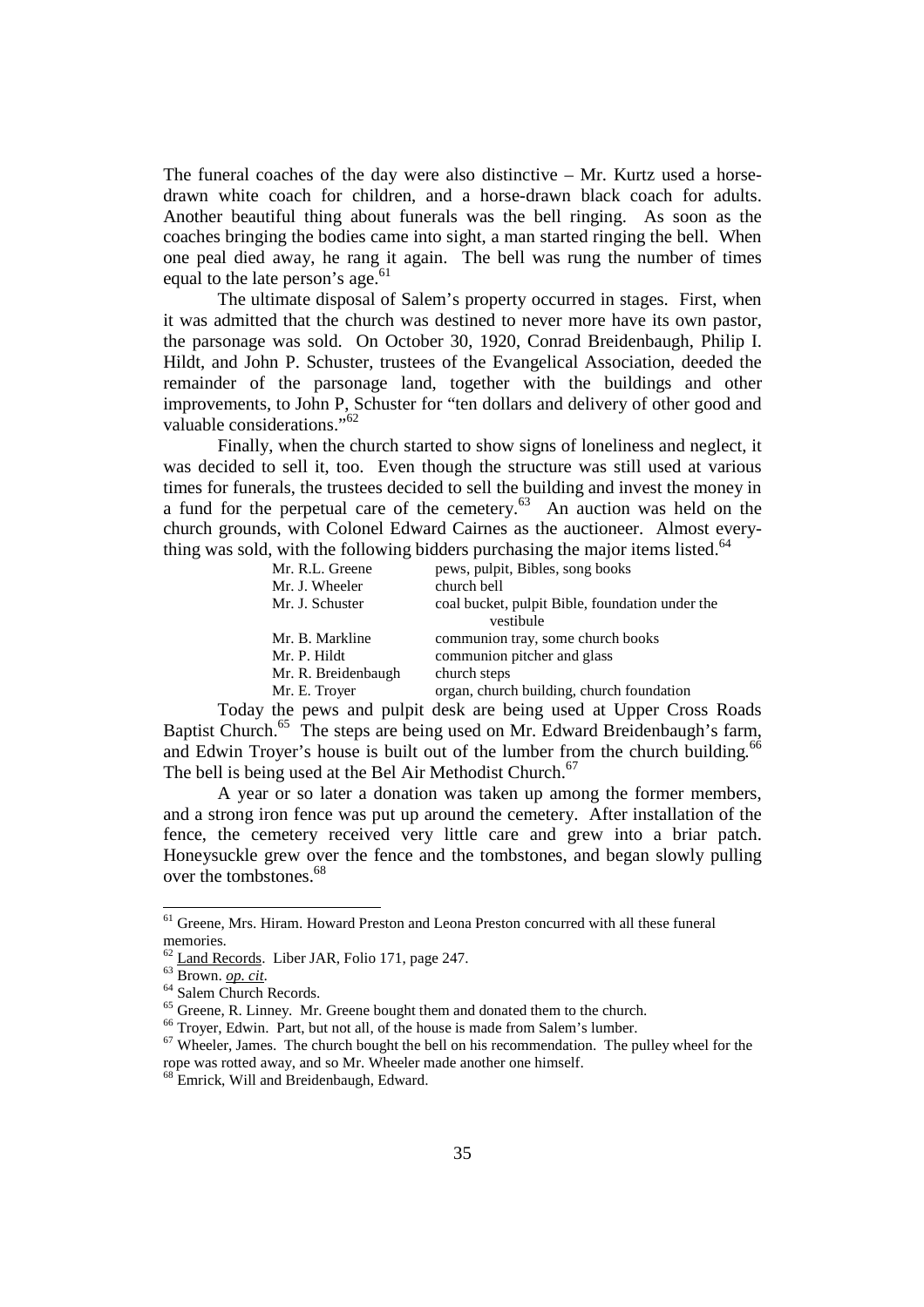The funeral coaches of the day were also distinctive – Mr. Kurtz used a horse-drawn white coach for children, and a horse-drawn black coach for adults. Another beautiful thing about funerals was the bell ringing. As soon as the coaches bringing the bodies came into sight, a man started ringing the bell. When one peal died away, he rang it again. The bell was rung the number of times equal to the late person's age.[61]

The ultimate disposal of Salem's property occurred in stages. First, when it was admitted that the church was destined to never more have its own pastor, the parsonage was sold. On October 30, 1920, Conrad Breidenbaugh, Philip I. Hildt, and John P. Schuster, trustees of the Evangelical Association, deeded the remainder of the parsonage land, together with the buildings and other improvements, to John P, Schuster for "ten dollars and delivery of other good and valuable considerations."[62]

Finally, when the church started to show signs of loneliness and neglect, it was decided to sell it, too. Even though the structure was still used at various times for funerals, the trustees decided to sell the building and invest the money in a fund for the perpetual care of the cemetery.[63] An auction was held on the church grounds, with Colonel Edward Cairnes as the auctioneer. Almost everything was sold, with the following bidders purchasing the major items listed.[64]

| | |
|---|---|
| Mr. R.L. Greene | pews, pulpit, Bibles, song books |
| Mr. J. Wheeler | church bell |
| Mr. J. Schuster | coal bucket, pulpit Bible, foundation under the vestibule |
| Mr. B. Markline | communion tray, some church books |
| Mr. P. Hildt | communion pitcher and glass |
| Mr. R. Breidenbaugh | church steps |
| Mr. E. Troyer | organ, church building, church foundation |

Today the pews and pulpit desk are being used at Upper Cross Roads Baptist Church.[65] The steps are being used on Mr. Edward Breidenbaugh's farm, and Edwin Troyer's house is built out of the lumber from the church building.[66] The bell is being used at the Bel Air Methodist Church.[67]

A year or so later a donation was taken up among the former members, and a strong iron fence was put up around the cemetery. After installation of the fence, the cemetery received very little care and grew into a briar patch. Honeysuckle grew over the fence and the tombstones, and began slowly pulling over the tombstones.[68]

---

[61] Greene, Mrs. Hiram. Howard Preston and Leona Preston concurred with all these funeral memories.

[62] Land Records. Liber JAR, Folio 171, page 247.

[63] Brown. *op. cit.*

[64] Salem Church Records.

[65] Greene, R. Linney. Mr. Greene bought them and donated them to the church.

[66] Troyer, Edwin. Part, but not all, of the house is made from Salem's lumber.

[67] Wheeler, James. The church bought the bell on his recommendation. The pulley wheel for the rope was rotted away, and so Mr. Wheeler made another one himself.

[68] Emrick, Will and Breidenbaugh, Edward.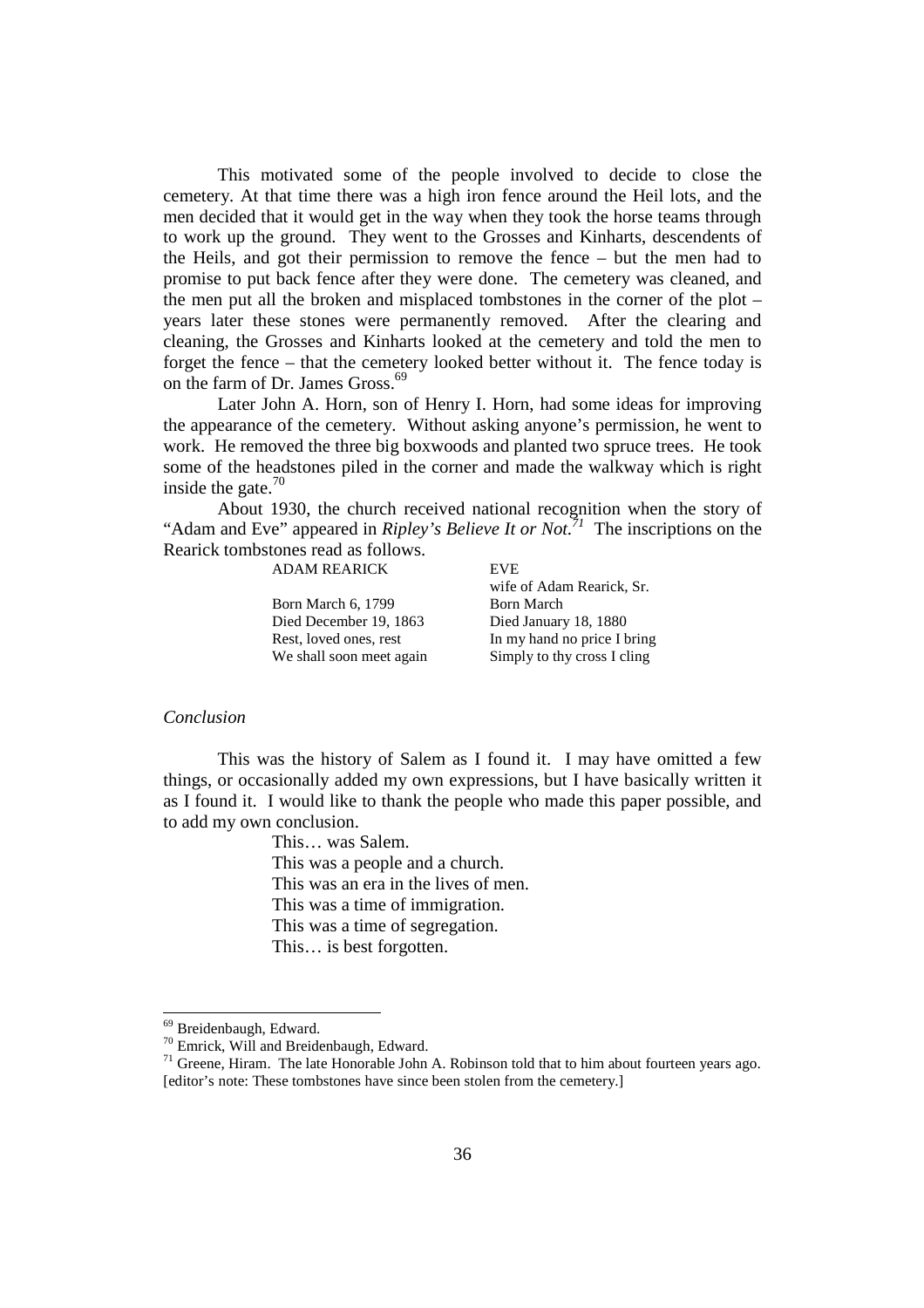This motivated some of the people involved to decide to close the cemetery. At that time there was a high iron fence around the Heil lots, and the men decided that it would get in the way when they took the horse teams through to work up the ground. They went to the Grosses and Kinharts, descendents of the Heils, and got their permission to remove the fence – but the men had to promise to put back fence after they were done. The cemetery was cleaned, and the men put all the broken and misplaced tombstones in the corner of the plot – years later these stones were permanently removed. After the clearing and cleaning, the Grosses and Kinharts looked at the cemetery and told the men to forget the fence – that the cemetery looked better without it. The fence today is on the farm of Dr. James Gross.[69]

Later John A. Horn, son of Henry I. Horn, had some ideas for improving the appearance of the cemetery. Without asking anyone's permission, he went to work. He removed the three big boxwoods and planted two spruce trees. He took some of the headstones piled in the corner and made the walkway which is right inside the gate.[70]

About 1930, the church received national recognition when the story of "Adam and Eve" appeared in *Ripley's Believe It or Not.*[71] The inscriptions on the Rearick tombstones read as follows.

| ADAM REARICK | EVE |
|---|---|
| | wife of Adam Rearick, Sr. |
| Born March 6, 1799 | Born March |
| Died December 19, 1863 | Died January 18, 1880 |
| Rest, loved ones, rest | In my hand no price I bring |
| We shall soon meet again | Simply to thy cross I cling |

*Conclusion*

This was the history of Salem as I found it. I may have omitted a few things, or occasionally added my own expressions, but I have basically written it as I found it. I would like to thank the people who made this paper possible, and to add my own conclusion.

> This… was Salem.
> This was a people and a church.
> This was an era in the lives of men.
> This was a time of immigration.
> This was a time of segregation.
> This… is best forgotten.

---

[69] Breidenbaugh, Edward.

[70] Emrick, Will and Breidenbaugh, Edward.

[71] Greene, Hiram. The late Honorable John A. Robinson told that to him about fourteen years ago. [editor's note: These tombstones have since been stolen from the cemetery.]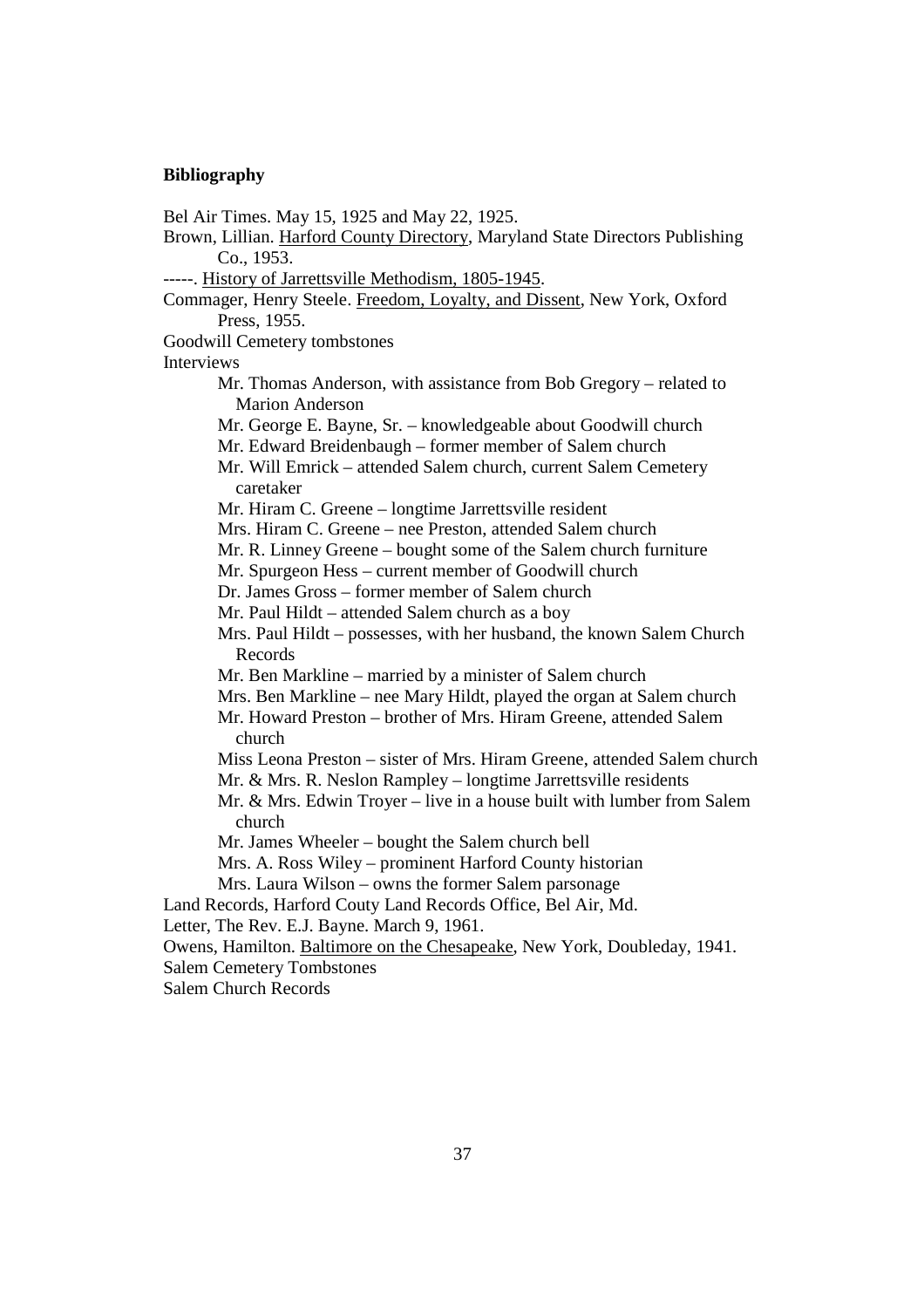**Bibliography**

Bel Air Times. May 15, 1925 and May 22, 1925.

Brown, Lillian. Harford County Directory, Maryland State Directors Publishing Co., 1953.

-----. History of Jarrettsville Methodism, 1805-1945.

Commager, Henry Steele. Freedom, Loyalty, and Dissent, New York, Oxford Press, 1955.

Goodwill Cemetery tombstones

Interviews

- Mr. Thomas Anderson, with assistance from Bob Gregory – related to Marion Anderson
- Mr. George E. Bayne, Sr. – knowledgeable about Goodwill church
- Mr. Edward Breidenbaugh – former member of Salem church
- Mr. Will Emrick – attended Salem church, current Salem Cemetery caretaker
- Mr. Hiram C. Greene – longtime Jarrettsville resident
- Mrs. Hiram C. Greene – nee Preston, attended Salem church
- Mr. R. Linney Greene – bought some of the Salem church furniture
- Mr. Spurgeon Hess – current member of Goodwill church
- Dr. James Gross – former member of Salem church
- Mr. Paul Hildt – attended Salem church as a boy
- Mrs. Paul Hildt – possesses, with her husband, the known Salem Church Records
- Mr. Ben Markline – married by a minister of Salem church
- Mrs. Ben Markline – nee Mary Hildt, played the organ at Salem church
- Mr. Howard Preston – brother of Mrs. Hiram Greene, attended Salem church
- Miss Leona Preston – sister of Mrs. Hiram Greene, attended Salem church
- Mr. & Mrs. R. Neslon Rampley – longtime Jarrettsville residents
- Mr. & Mrs. Edwin Troyer – live in a house built with lumber from Salem church
- Mr. James Wheeler – bought the Salem church bell
- Mrs. A. Ross Wiley – prominent Harford County historian
- Mrs. Laura Wilson – owns the former Salem parsonage

Land Records, Harford Couty Land Records Office, Bel Air, Md.

Letter, The Rev. E.J. Bayne. March 9, 1961.

Owens, Hamilton. Baltimore on the Chesapeake, New York, Doubleday, 1941.

Salem Cemetery Tombstones

Salem Church Records